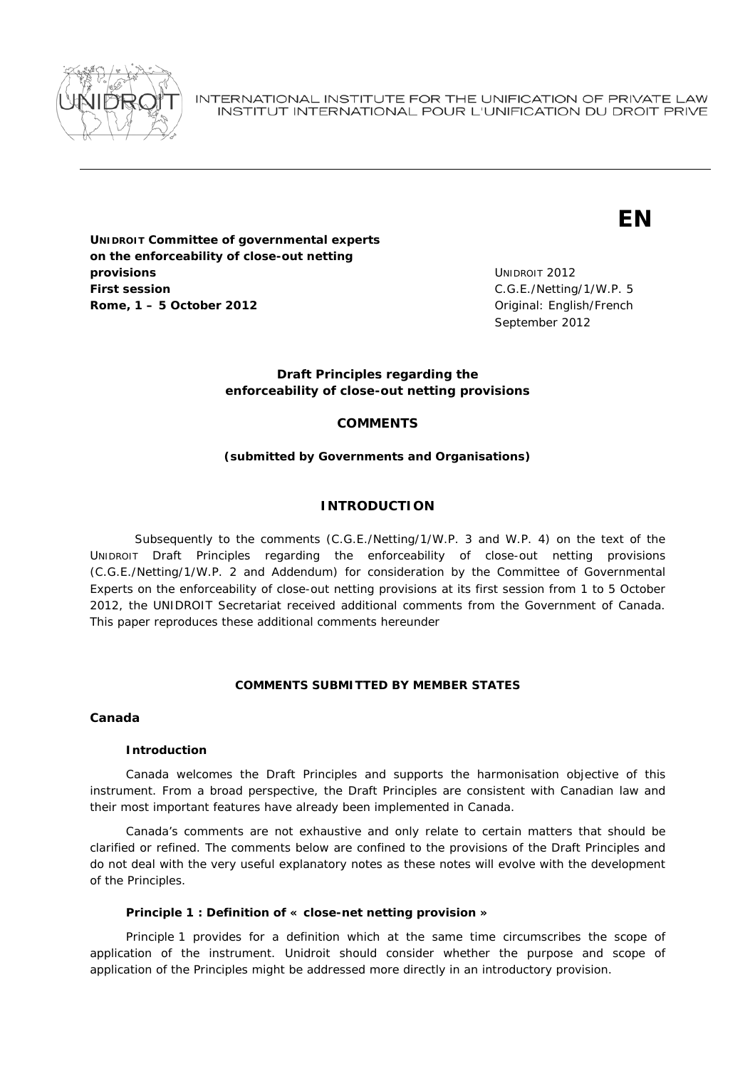INTERNATIONAL INSTITUTE FOR THE UNIFICATION OF PRIVATE LAW
INSTITUT INTERNATIONAL POUR L'UNIFICATION DU DROIT PRIVE

**EN**

**UNIDROIT Committee of governmental experts on the enforceability of close-out netting provisions**
**First session**
**Rome, 1 – 5 October 2012**

UNIDROIT 2012
C.G.E./Netting/1/W.P. 5
Original: English/French
September 2012

**Draft Principles regarding the enforceability of close-out netting provisions**

**COMMENTS**

**(submitted by Governments and Organisations)**

## INTRODUCTION

Subsequently to the comments (C.G.E./Netting/1/W.P. 3 and W.P. 4) on the text of the UNIDROIT Draft Principles regarding the enforceability of close-out netting provisions (C.G.E./Netting/1/W.P. 2 and Addendum) for consideration by the Committee of Governmental Experts on the enforceability of close-out netting provisions at its first session from 1 to 5 October 2012, the UNIDROIT Secretariat received additional comments from the Government of Canada. This paper reproduces these additional comments hereunder

### COMMENTS SUBMITTED BY MEMBER STATES

### Canada

#### Introduction

Canada welcomes the Draft Principles and supports the harmonisation objective of this instrument. From a broad perspective, the Draft Principles are consistent with Canadian law and their most important features have already been implemented in Canada.

Canada's comments are not exhaustive and only relate to certain matters that should be clarified or refined. The comments below are confined to the provisions of the Draft Principles and do not deal with the very useful explanatory notes as these notes will evolve with the development of the Principles.

#### Principle 1 : Definition of « close-net netting provision »

Principle 1 provides for a definition which at the same time circumscribes the scope of application of the instrument. Unidroit should consider whether the purpose and scope of application of the Principles might be addressed more directly in an introductory provision.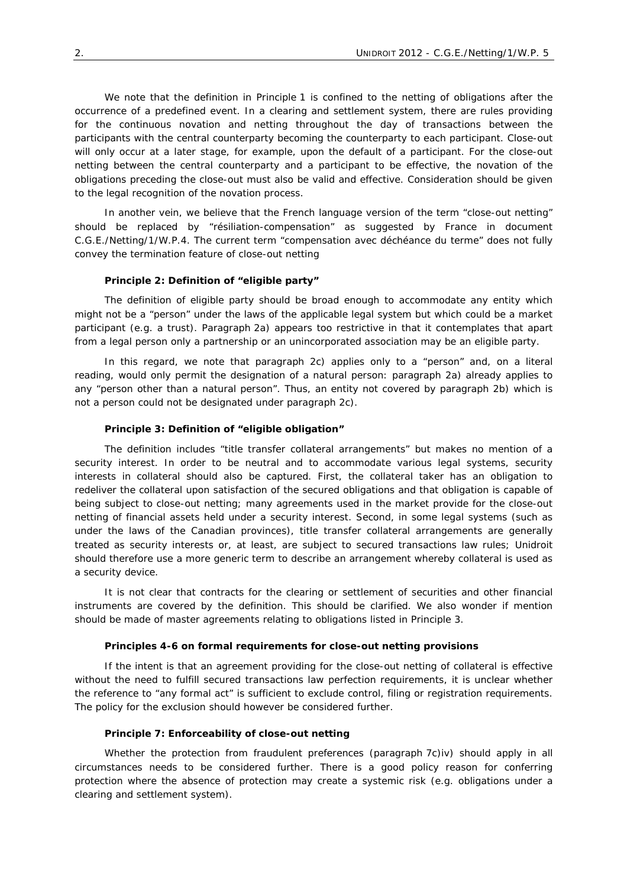We note that the definition in Principle 1 is confined to the netting of obligations after the occurrence of a predefined event. In a clearing and settlement system, there are rules providing for the continuous novation and netting throughout the day of transactions between the participants with the central counterparty becoming the counterparty to each participant. Close-out will only occur at a later stage, for example, upon the default of a participant. For the close-out netting between the central counterparty and a participant to be effective, the novation of the obligations preceding the close-out must also be valid and effective. Consideration should be given to the legal recognition of the novation process.

In another vein, we believe that the French language version of the term "close-out netting" should be replaced by "résiliation-compensation" as suggested by France in document C.G.E./Netting/1/W.P.4. The current term "compensation avec déchéance du terme" does not fully convey the termination feature of close-out netting

**Principle 2: Definition of "eligible party"**

The definition of eligible party should be broad enough to accommodate any entity which might not be a "person" under the laws of the applicable legal system but which could be a market participant (e.g. a trust). Paragraph 2a) appears too restrictive in that it contemplates that apart from a legal person only a partnership or an unincorporated association may be an eligible party.

In this regard, we note that paragraph 2c) applies only to a "person" and, on a literal reading, would only permit the designation of a natural person: paragraph 2a) already applies to any "person other than a natural person". Thus, an entity not covered by paragraph 2b) which is not a person could not be designated under paragraph 2c).

**Principle 3: Definition of "eligible obligation"**

The definition includes "title transfer collateral arrangements" but makes no mention of a security interest. In order to be neutral and to accommodate various legal systems, security interests in collateral should also be captured. First, the collateral taker has an obligation to redeliver the collateral upon satisfaction of the secured obligations and that obligation is capable of being subject to close-out netting; many agreements used in the market provide for the close-out netting of financial assets held under a security interest. Second, in some legal systems (such as under the laws of the Canadian provinces), title transfer collateral arrangements are generally treated as security interests or, at least, are subject to secured transactions law rules; Unidroit should therefore use a more generic term to describe an arrangement whereby collateral is used as a security device.

It is not clear that contracts for the clearing or settlement of securities and other financial instruments are covered by the definition. This should be clarified. We also wonder if mention should be made of master agreements relating to obligations listed in Principle 3.

**Principles 4-6 on formal requirements for close-out netting provisions**

If the intent is that an agreement providing for the close-out netting of collateral is effective without the need to fulfill secured transactions law perfection requirements, it is unclear whether the reference to "any formal act" is sufficient to exclude control, filing or registration requirements. The policy for the exclusion should however be considered further.

**Principle 7: Enforceability of close-out netting**

Whether the protection from fraudulent preferences (paragraph 7c)iv) should apply in all circumstances needs to be considered further. There is a good policy reason for conferring protection where the absence of protection may create a systemic risk (e.g. obligations under a clearing and settlement system).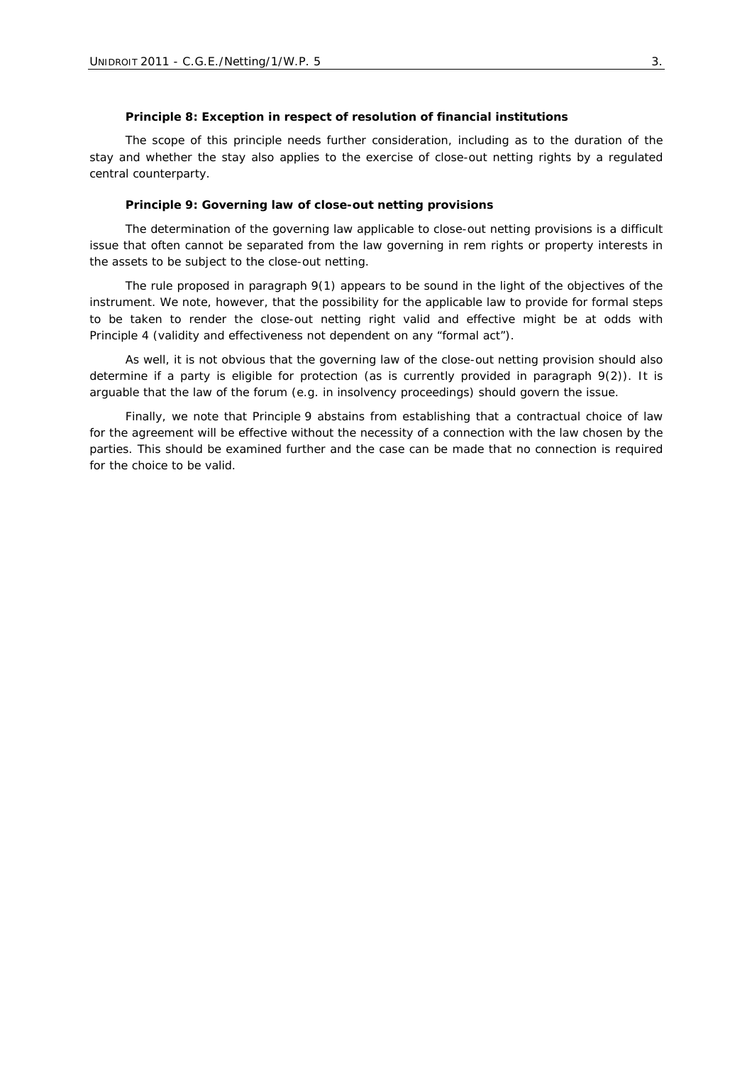**Principle 8: Exception in respect of resolution of financial institutions**

The scope of this principle needs further consideration, including as to the duration of the stay and whether the stay also applies to the exercise of close-out netting rights by a regulated central counterparty.

**Principle 9: Governing law of close-out netting provisions**

The determination of the governing law applicable to close-out netting provisions is a difficult issue that often cannot be separated from the law governing in rem rights or property interests in the assets to be subject to the close-out netting.

The rule proposed in paragraph 9(1) appears to be sound in the light of the objectives of the instrument. We note, however, that the possibility for the applicable law to provide for formal steps to be taken to render the close-out netting right valid and effective might be at odds with Principle 4 (validity and effectiveness not dependent on any "formal act").

As well, it is not obvious that the governing law of the close-out netting provision should also determine if a party is eligible for protection (as is currently provided in paragraph 9(2)). It is arguable that the law of the forum (e.g. in insolvency proceedings) should govern the issue.

Finally, we note that Principle 9 abstains from establishing that a contractual choice of law for the agreement will be effective without the necessity of a connection with the law chosen by the parties. This should be examined further and the case can be made that no connection is required for the choice to be valid.